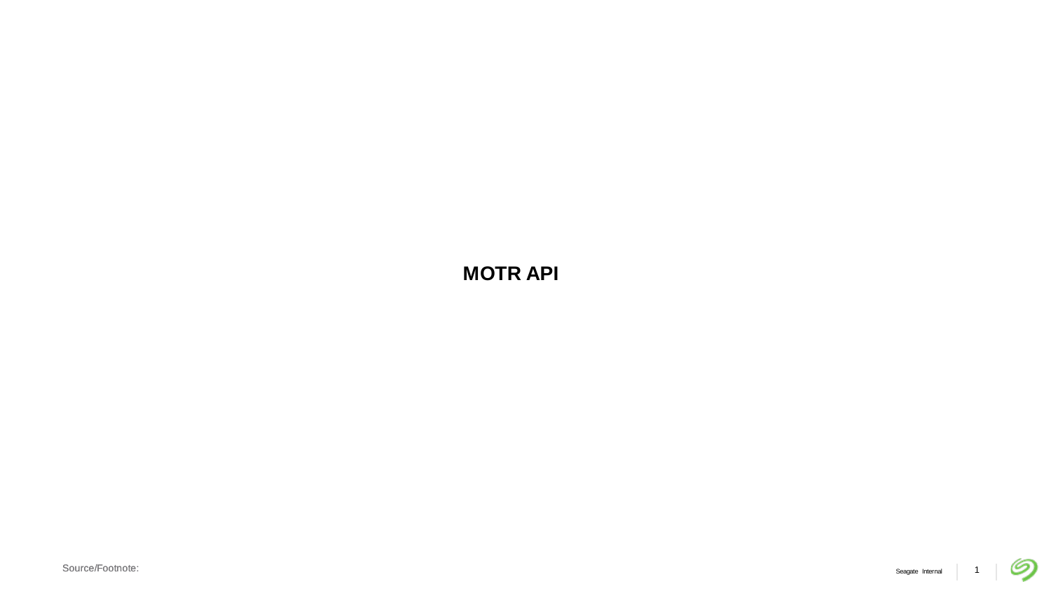# MOTR API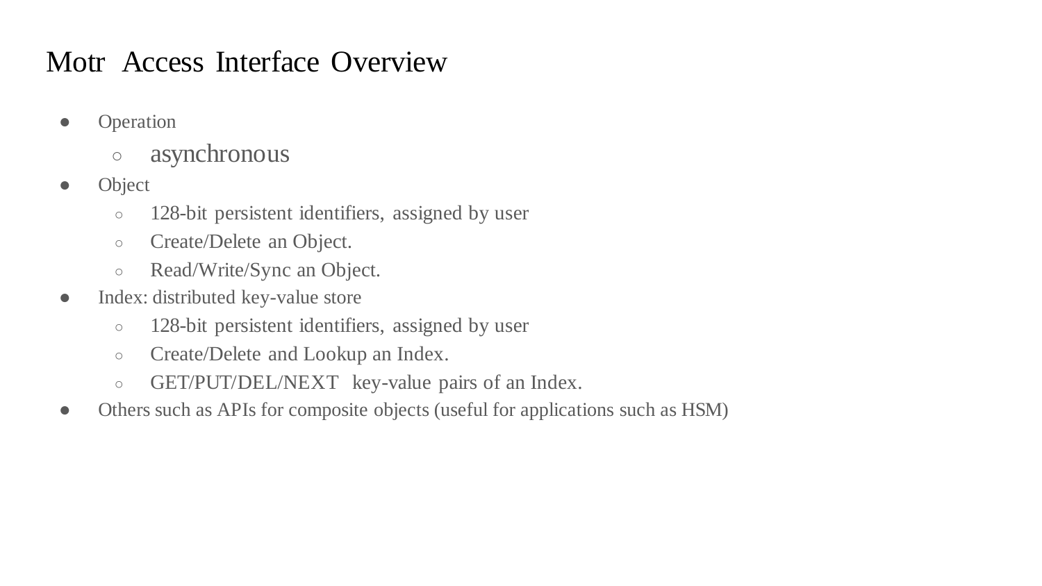# Motr Access Interface Overview

- Operation
  - asynchronous
- Object
  - 128-bit persistent identifiers, assigned by user
  - Create/Delete an Object.
  - Read/Write/Sync an Object.
- Index: distributed key-value store
  - 128-bit persistent identifiers, assigned by user
  - Create/Delete and Lookup an Index.
  - GET/PUT/DEL/NEXT key-value pairs of an Index.
- Others such as APIs for composite objects (useful for applications such as HSM)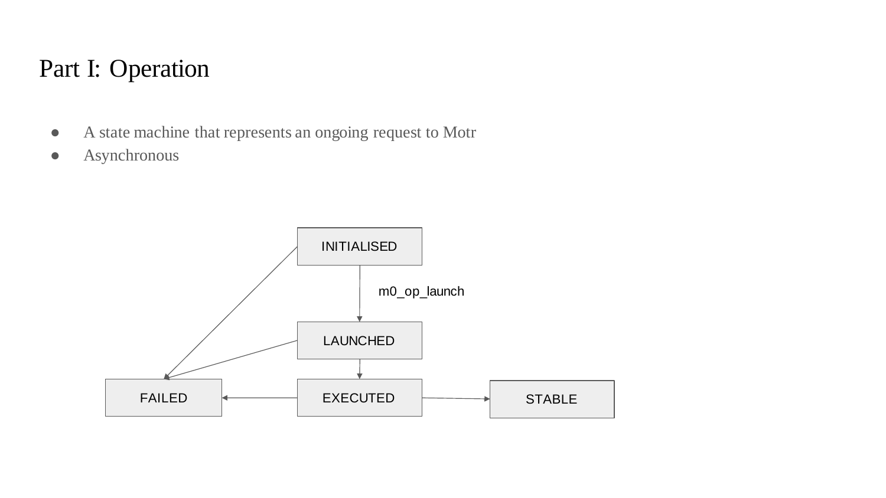# Part I: Operation

- A state machine that represents an ongoing request to Motr
- Asynchronous

INITIALISED

m0_op_launch

LAUNCHED

FAILED

EXECUTED

STABLE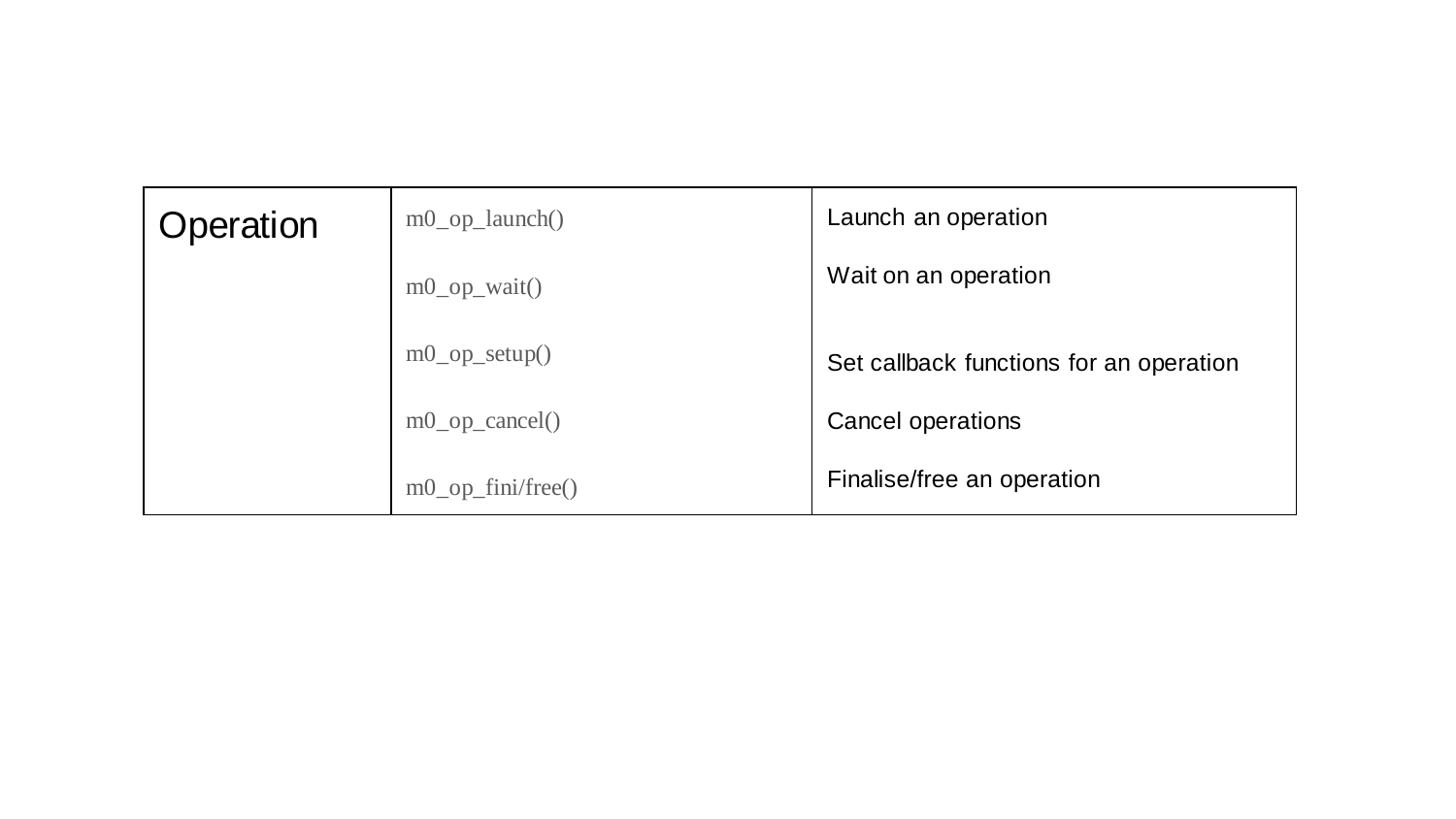| Operation | m0_op_launch() | Launch an operation |
|---|---|---|
| | m0_op_wait() | Wait on an operation |
| | m0_op_setup() | Set callback functions for an operation |
| | m0_op_cancel() | Cancel operations |
| | m0_op_fini/free() | Finalise/free an operation |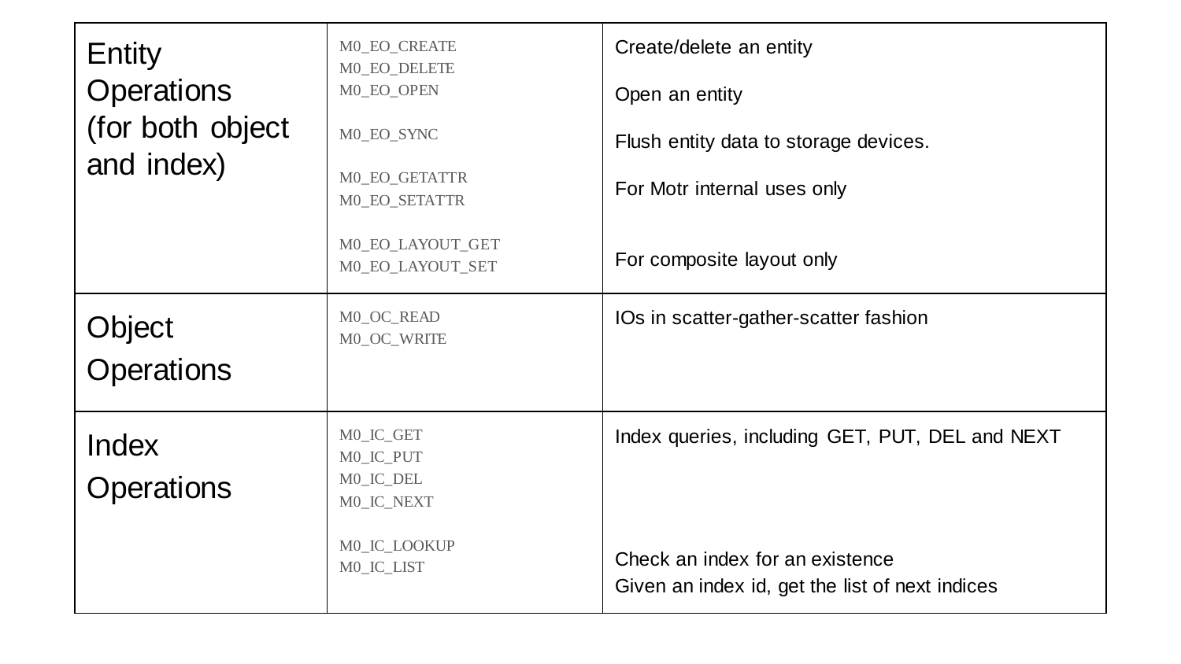| Entity Operations (for both object and index) | Operation | Description |
|---|---|---|
| Entity Operations (for both object and index) | M0_EO_CREATE<br>M0_EO_DELETE<br>M0_EO_OPEN<br><br>M0_EO_SYNC<br><br>M0_EO_GETATTR<br>M0_EO_SETATTR<br><br>M0_EO_LAYOUT_GET<br>M0_EO_LAYOUT_SET | Create/delete an entity<br><br>Open an entity<br><br>Flush entity data to storage devices.<br><br>For Motr internal uses only<br><br>For composite layout only |
| Object Operations | M0_OC_READ<br>M0_OC_WRITE | IOs in scatter-gather-scatter fashion |
| Index Operations | M0_IC_GET<br>M0_IC_PUT<br>M0_IC_DEL<br>M0_IC_NEXT<br><br>M0_IC_LOOKUP<br>M0_IC_LIST | Index queries, including GET, PUT, DEL and NEXT<br><br>Check an index for an existence<br>Given an index id, get the list of next indices |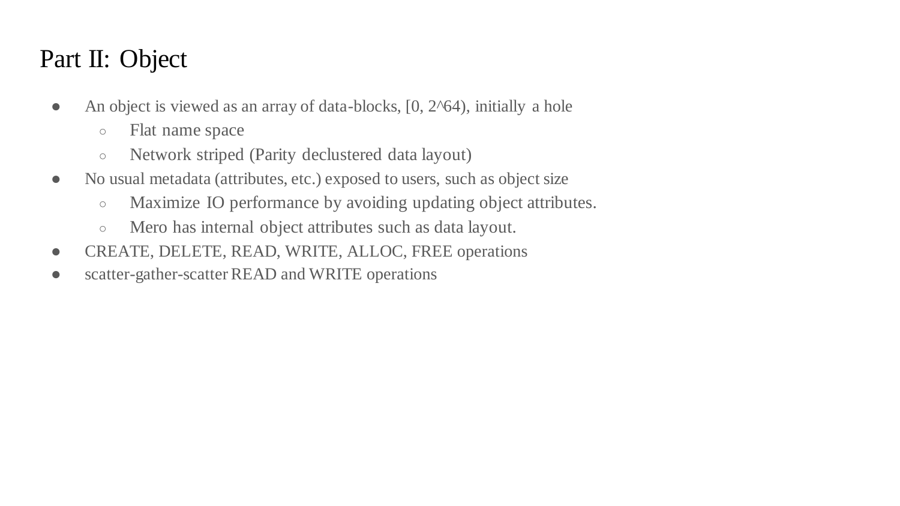# Part II: Object

- An object is viewed as an array of data-blocks, $[0, 2^{64})$, initially a hole
  - Flat name space
  - Network striped (Parity declustered data layout)
- No usual metadata (attributes, etc.) exposed to users, such as object size
  - Maximize IO performance by avoiding updating object attributes.
  - Mero has internal object attributes such as data layout.
- CREATE, DELETE, READ, WRITE, ALLOC, FREE operations
- scatter-gather-scatter READ and WRITE operations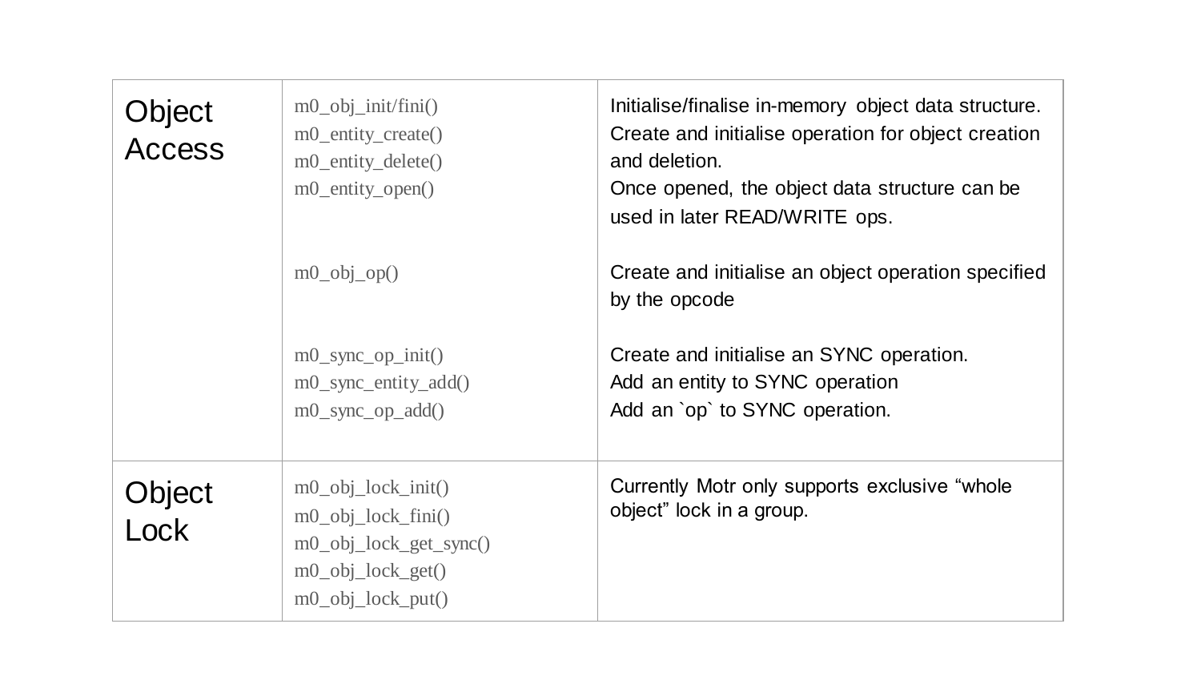| | | |
|---|---|---|
| Object Access | m0_obj_init/fini()<br>m0_entity_create()<br>m0_entity_delete()<br>m0_entity_open() | Initialise/finalise in-memory object data structure.<br>Create and initialise operation for object creation and deletion.<br>Once opened, the object data structure can be used in later READ/WRITE ops. |
| | m0_obj_op() | Create and initialise an object operation specified by the opcode |
| | m0_sync_op_init()<br>m0_sync_entity_add()<br>m0_sync_op_add() | Create and initialise an SYNC operation.<br>Add an entity to SYNC operation<br>Add an `op` to SYNC operation. |
| Object Lock | m0_obj_lock_init()<br>m0_obj_lock_fini()<br>m0_obj_lock_get_sync()<br>m0_obj_lock_get()<br>m0_obj_lock_put() | Currently Motr only supports exclusive "whole object" lock in a group. |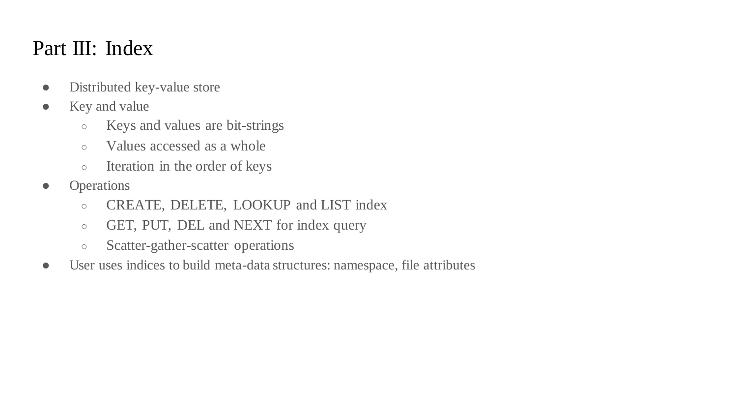# Part III: Index

- Distributed key-value store
- Key and value
  - Keys and values are bit-strings
  - Values accessed as a whole
  - Iteration in the order of keys
- Operations
  - CREATE, DELETE, LOOKUP and LIST index
  - GET, PUT, DEL and NEXT for index query
  - Scatter-gather-scatter operations
- User uses indices to build meta-data structures: namespace, file attributes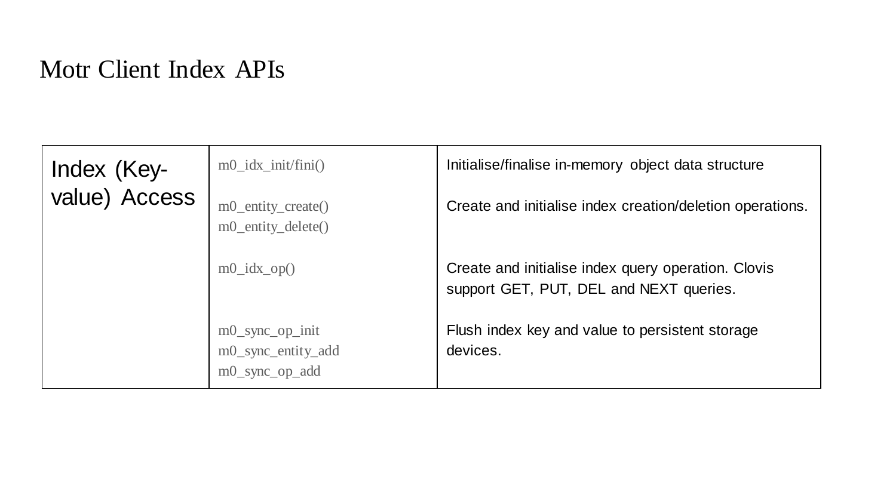# Motr Client Index APIs

| | | |
|---|---|---|
| Index (Key-value) Access | m0_idx_init/fini() | Initialise/finalise in-memory object data structure |
| | m0_entity_create()<br>m0_entity_delete() | Create and initialise index creation/deletion operations. |
| | m0_idx_op() | Create and initialise index query operation. Clovis support GET, PUT, DEL and NEXT queries. |
| | m0_sync_op_init<br>m0_sync_entity_add<br>m0_sync_op_add | Flush index key and value to persistent storage devices. |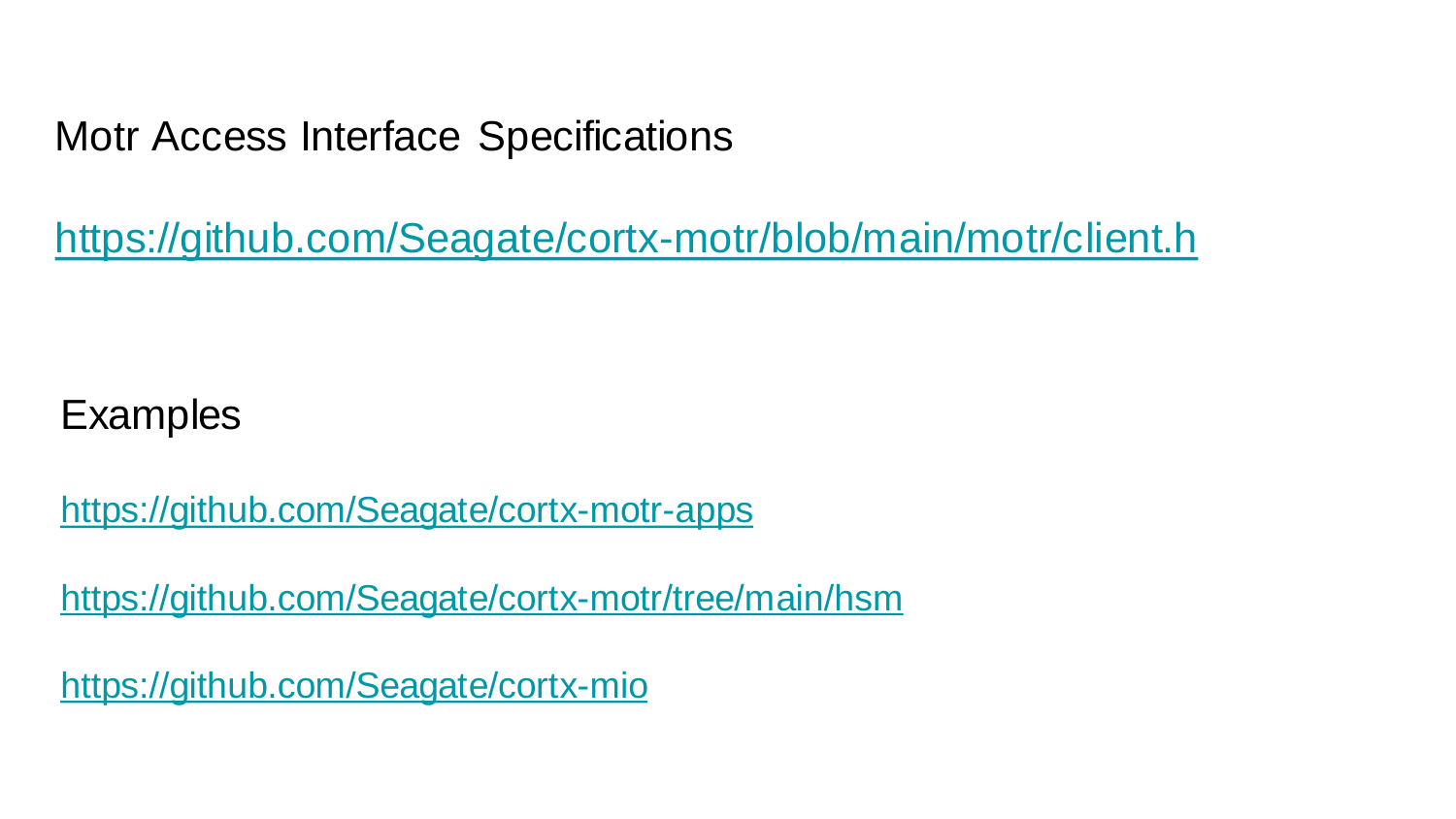## Motr Access Interface Specifications

https://github.com/Seagate/cortx-motr/blob/main/motr/client.h

## Examples

https://github.com/Seagate/cortx-motr-apps

https://github.com/Seagate/cortx-motr/tree/main/hsm

https://github.com/Seagate/cortx-mio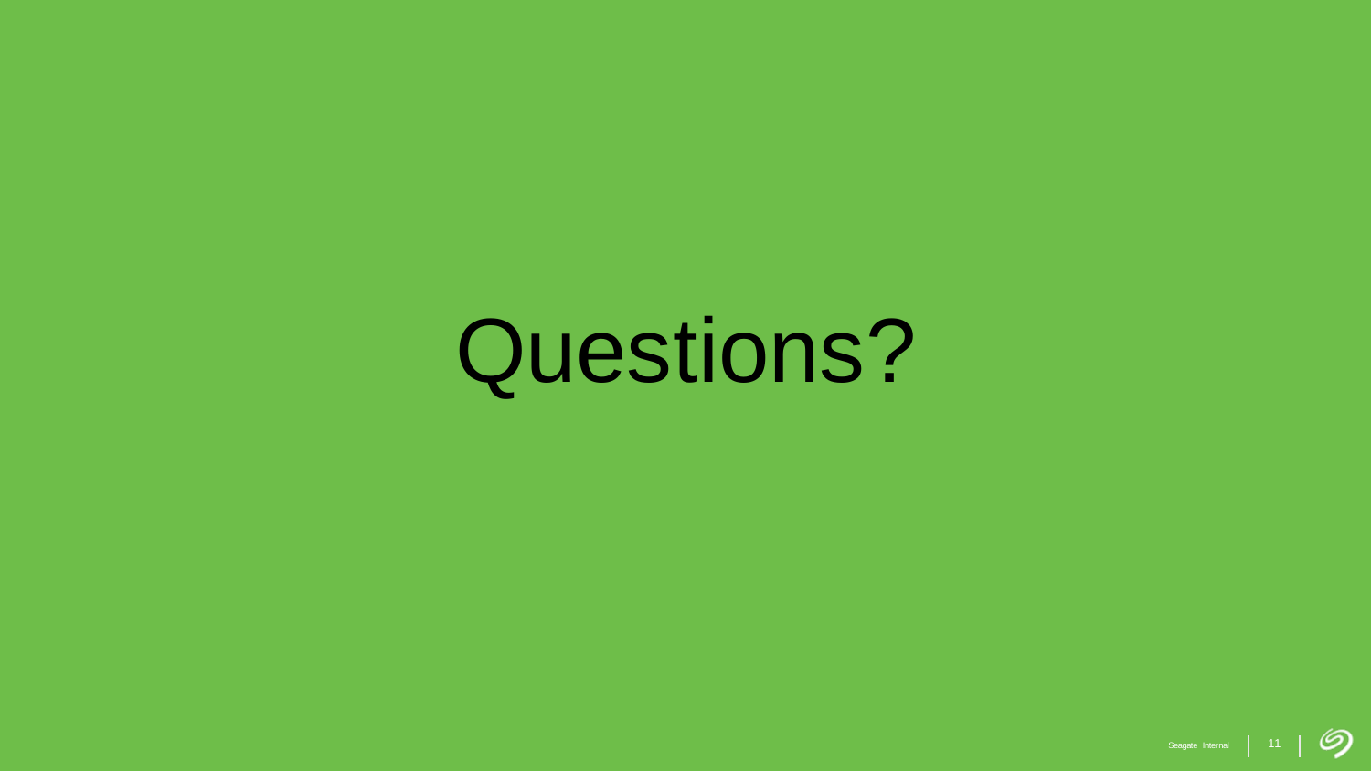# Questions?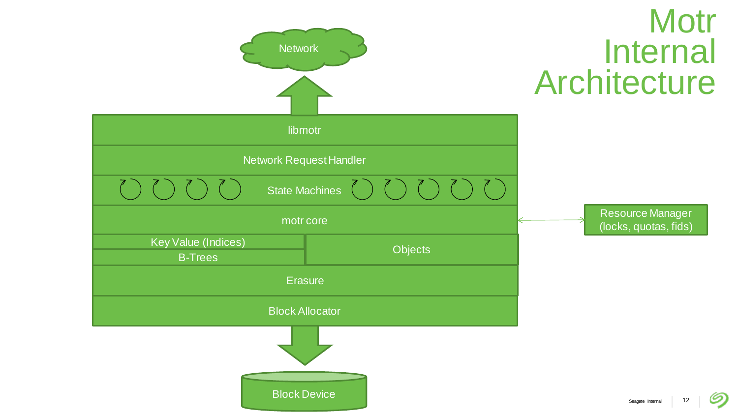# Motr Internal Architecture

Network

libmotr

Network Request Handler

State Machines

motr core

Resource Manager (locks, quotas, fids)

Key Value (Indices)

B-Trees

Objects

Erasure

Block Allocator

Block Device